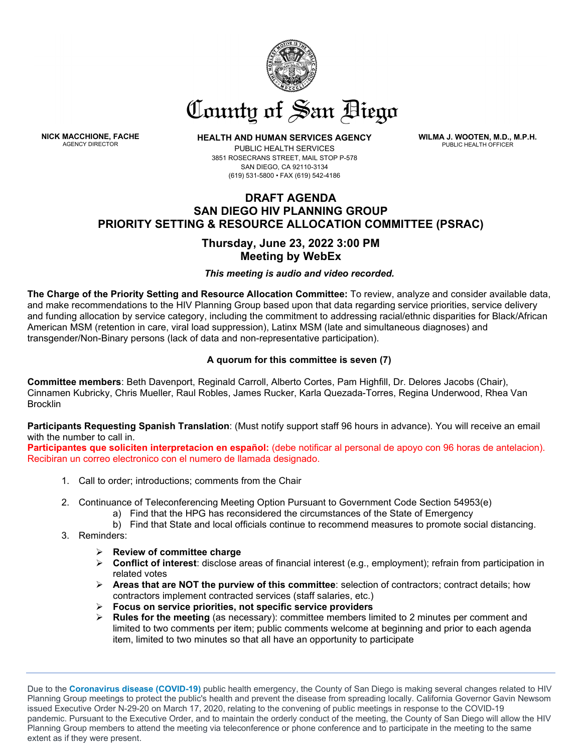# County of San Diego

**NICK MACCHIONE, FACHE**
AGENCY DIRECTOR

**HEALTH AND HUMAN SERVICES AGENCY**
PUBLIC HEALTH SERVICES
3851 ROSECRANS STREET, MAIL STOP P-578
SAN DIEGO, CA 92110-3134
(619) 531-5800 • FAX (619) 542-4186

**WILMA J. WOOTEN, M.D., M.P.H.**
PUBLIC HEALTH OFFICER

## DRAFT AGENDA
## SAN DIEGO HIV PLANNING GROUP
## PRIORITY SETTING & RESOURCE ALLOCATION COMMITTEE (PSRAC)

### Thursday, June 23, 2022 3:00 PM
### Meeting by WebEx

***This meeting is audio and video recorded.***

**The Charge of the Priority Setting and Resource Allocation Committee:** To review, analyze and consider available data, and make recommendations to the HIV Planning Group based upon that data regarding service priorities, service delivery and funding allocation by service category, including the commitment to addressing racial/ethnic disparities for Black/African American MSM (retention in care, viral load suppression), Latinx MSM (late and simultaneous diagnoses) and transgender/Non-Binary persons (lack of data and non-representative participation).

**A quorum for this committee is seven (7)**

**Committee members**: Beth Davenport, Reginald Carroll, Alberto Cortes, Pam Highfill, Dr. Delores Jacobs (Chair), Cinnamen Kubricky, Chris Mueller, Raul Robles, James Rucker, Karla Quezada-Torres, Regina Underwood, Rhea Van Brocklin

**Participants Requesting Spanish Translation**: (Must notify support staff 96 hours in advance). You will receive an email with the number to call in.
**Participantes que soliciten interpretacion en español:** (debe notificar al personal de apoyo con 96 horas de antelacion). Recibiran un correo electronico con el numero de llamada designado.

1. Call to order; introductions; comments from the Chair
2. Continuance of Teleconferencing Meeting Option Pursuant to Government Code Section 54953(e)
   a) Find that the HPG has reconsidered the circumstances of the State of Emergency
   b) Find that State and local officials continue to recommend measures to promote social distancing.
3. Reminders:
   - **Review of committee charge**
   - **Conflict of interest**: disclose areas of financial interest (e.g., employment); refrain from participation in related votes
   - **Areas that are NOT the purview of this committee**: selection of contractors; contract details; how contractors implement contracted services (staff salaries, etc.)
   - **Focus on service priorities, not specific service providers**
   - **Rules for the meeting** (as necessary): committee members limited to 2 minutes per comment and limited to two comments per item; public comments welcome at beginning and prior to each agenda item, limited to two minutes so that all have an opportunity to participate

---

Due to the **Coronavirus disease (COVID-19)** public health emergency, the County of San Diego is making several changes related to HIV Planning Group meetings to protect the public's health and prevent the disease from spreading locally. California Governor Gavin Newsom issued Executive Order N-29-20 on March 17, 2020, relating to the convening of public meetings in response to the COVID-19 pandemic. Pursuant to the Executive Order, and to maintain the orderly conduct of the meeting, the County of San Diego will allow the HIV Planning Group members to attend the meeting via teleconference or phone conference and to participate in the meeting to the same extent as if they were present.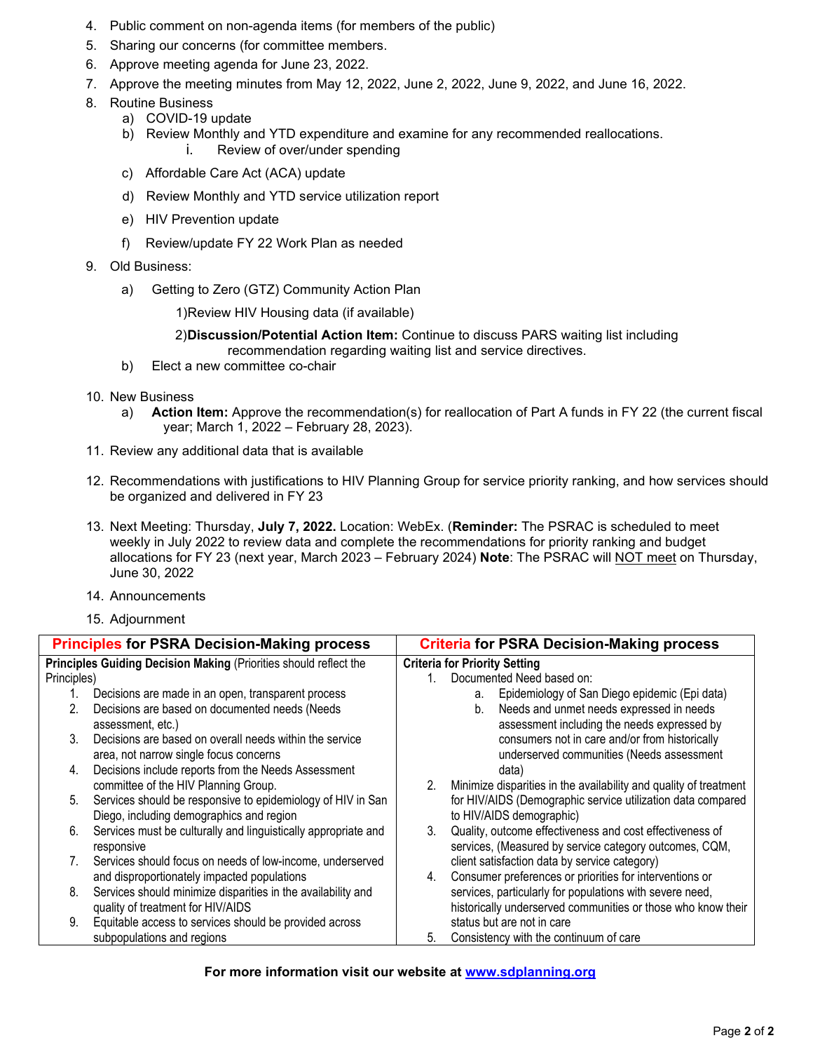4. Public comment on non-agenda items (for members of the public)
5. Sharing our concerns (for committee members.
6. Approve meeting agenda for June 23, 2022.
7. Approve the meeting minutes from May 12, 2022, June 2, 2022, June 9, 2022, and June 16, 2022.
8. Routine Business
   a) COVID-19 update
   b) Review Monthly and YTD expenditure and examine for any recommended reallocations.
      i. Review of over/under spending
   c) Affordable Care Act (ACA) update
   d) Review Monthly and YTD service utilization report
   e) HIV Prevention update
   f) Review/update FY 22 Work Plan as needed
9. Old Business:
   a) Getting to Zero (GTZ) Community Action Plan
      1) Review HIV Housing data (if available)
      2) **Discussion/Potential Action Item:** Continue to discuss PARS waiting list including recommendation regarding waiting list and service directives.
   b) Elect a new committee co-chair
10. New Business
    a) **Action Item:** Approve the recommendation(s) for reallocation of Part A funds in FY 22 (the current fiscal year; March 1, 2022 – February 28, 2023).
11. Review any additional data that is available
12. Recommendations with justifications to HIV Planning Group for service priority ranking, and how services should be organized and delivered in FY 23
13. Next Meeting: Thursday, **July 7, 2022.** Location: WebEx. (**Reminder:** The PSRAC is scheduled to meet weekly in July 2022 to review data and complete the recommendations for priority ranking and budget allocations for FY 23 (next year, March 2023 – February 2024) **Note**: The PSRAC will NOT meet on Thursday, June 30, 2022
14. Announcements
15. Adjournment

| **Principles for PSRA Decision-Making process** | **Criteria for PSRA Decision-Making process** |
|---|---|
| **Principles Guiding Decision Making** (Priorities should reflect the Principles)<br>1. Decisions are made in an open, transparent process<br>2. Decisions are based on documented needs (Needs assessment, etc.)<br>3. Decisions are based on overall needs within the service area, not narrow single focus concerns<br>4. Decisions include reports from the Needs Assessment committee of the HIV Planning Group.<br>5. Services should be responsive to epidemiology of HIV in San Diego, including demographics and region<br>6. Services must be culturally and linguistically appropriate and responsive<br>7. Services should focus on needs of low-income, underserved and disproportionately impacted populations<br>8. Services should minimize disparities in the availability and quality of treatment for HIV/AIDS<br>9. Equitable access to services should be provided across subpopulations and regions | **Criteria for Priority Setting**<br>1. Documented Need based on:<br>a. Epidemiology of San Diego epidemic (Epi data)<br>b. Needs and unmet needs expressed in needs assessment including the needs expressed by consumers not in care and/or from historically underserved communities (Needs assessment data)<br>2. Minimize disparities in the availability and quality of treatment for HIV/AIDS (Demographic service utilization data compared to HIV/AIDS demographic)<br>3. Quality, outcome effectiveness and cost effectiveness of services, (Measured by service category outcomes, CQM, client satisfaction data by service category)<br>4. Consumer preferences or priorities for interventions or services, particularly for populations with severe need, historically underserved communities or those who know their status but are not in care<br>5. Consistency with the continuum of care |

**For more information visit our website at www.sdplanning.org**